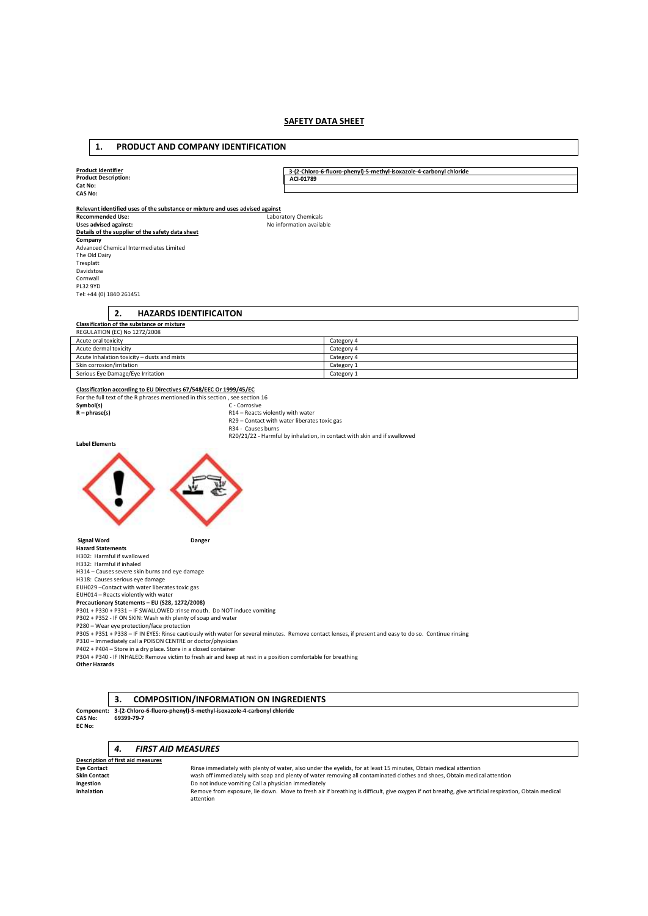# SAFETY DATA SHEET

## 1. PRODUCT AND COMPANY IDENTIFICATION

**Product Identifier**
**Product Description:** 3-(2-Chloro-6-fluoro-phenyl)-5-methyl-isoxazole-4-carbonyl chloride
**Cat No:** ACI-01789
**CAS No:**

**Relevant identified uses of the substance or mixture and uses advised against**
**Recommended Use:** Laboratory Chemicals
**Uses advised against:** No information available

**Details of the supplier of the safety data sheet**
**Company**
Advanced Chemical Intermediates Limited
The Old Dairy
Tresplatt
Davidstow
Cornwall
PL32 9YD
Tel: +44 (0) 1840 261451

## 2. HAZARDS IDENTIFICAITON

**Classification of the substance or mixture**
REGULATION (EC) No 1272/2008

| Acute oral toxicity | Category 4 |
|---|---|
| Acute dermal toxicity | Category 4 |
| Acute Inhalation toxicity – dusts and mists | Category 4 |
| Skin corrosion/irritation | Category 1 |
| Serious Eye Damage/Eye Irritation | Category 1 |

**Classification according to EU Directives 67/548/EEC Or 1999/45/EC**
For the full text of the R phrases mentioned in this section , see section 16
**Symbol(s)** C - Corrosive
**R – phrase(s)** R14 – Reacts violently with water
R29 – Contact with water liberates toxic gas
R34 - Causes burns
R20/21/22 - Harmful by inhalation, in contact with skin and if swallowed

**Label Elements**

**Signal Word** **Danger**
**Hazard Statements**
H302: Harmful if swallowed
H332: Harmful if inhaled
H314 – Causes severe skin burns and eye damage
H318: Causes serious eye damage
EUH029 –Contact with water liberates toxic gas
EUH014 – Reacts violently with water
**Precautionary Statements – EU (S28, 1272/2008)**
P301 + P330 + P331 – IF SWALLOWED :rinse mouth. Do NOT induce vomiting
P302 + P352 - IF ON SKIN: Wash with plenty of soap and water
P280 – Wear eye protection/face protection
P305 + P351 + P338 – IF IN EYES: Rinse cautiously with water for several minutes. Remove contact lenses, if present and easy to do so. Continue rinsing
P310 – Immediately call a POISON CENTRE or doctor/physician
P402 + P404 – Store in a dry place. Store in a closed container
P304 + P340 - IF INHALED: Remove victim to fresh air and keep at rest in a position comfortable for breathing
**Other Hazards**

## 3. COMPOSITION/INFORMATION ON INGREDIENTS

**Component: 3-(2-Chloro-6-fluoro-phenyl)-5-methyl-isoxazole-4-carbonyl chloride**
**CAS No: 69399-79-7**
**EC No:**

## *4. FIRST AID MEASURES*

**Description of first aid measures**
**Eye Contact** Rinse immediately with plenty of water, also under the eyelids, for at least 15 minutes, Obtain medical attention
**Skin Contact** wash off immediately with soap and plenty of water removing all contaminated clothes and shoes, Obtain medical attention
**Ingestion** Do not induce vomiting Call a physician immediately
**Inhalation** Remove from exposure, lie down. Move to fresh air if breathing is difficult, give oxygen if not breathg, give artificial respiration, Obtain medical attention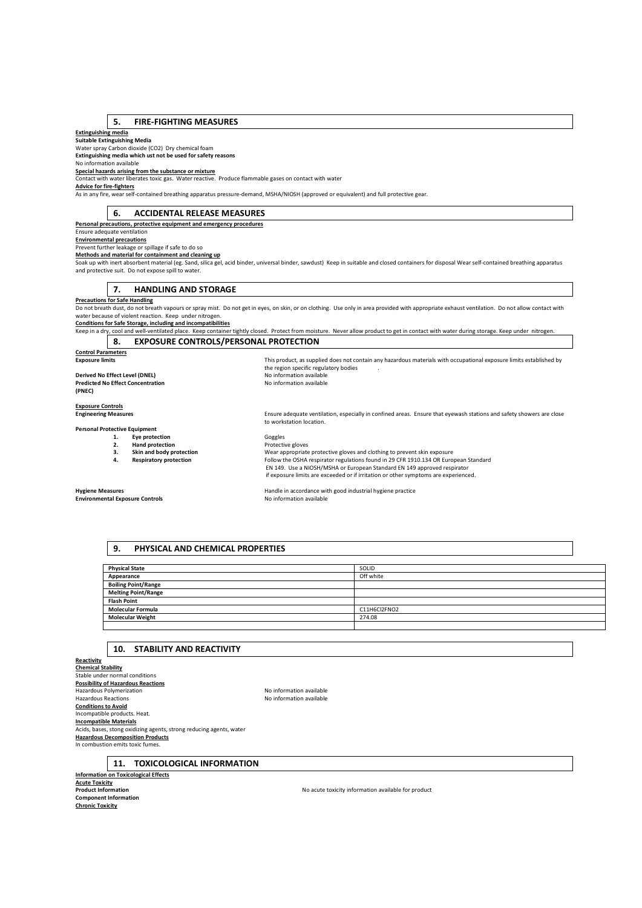## 5. FIRE-FIGHTING MEASURES

**Extinguishing media**

**Suitable Extinguishing Media**

Water spray Carbon dioxide ($CO_2$) Dry chemical foam

**Extinguishing media which ust not be used for safety reasons**

No information available

**Special hazards arising from the substance or mixture**

Contact with water liberates toxic gas. Water reactive. Produce flammable gases on contact with water

**Advice for fire-fighters**

As in any fire, wear self-contained breathing apparatus pressure-demand, MSHA/NIOSH (approved or equivalent) and full protective gear.

## 6. ACCIDENTAL RELEASE MEASURES

**Personal precautions, protective equipment and emergency procedures**

Ensure adequate ventilation

**Environmental precautions**

Prevent further leakage or spillage if safe to do so

**Methods and material for containment and cleaning up**

Soak up with inert absorbent material (eg. Sand, silica gel, acid binder, universal binder, sawdust) Keep in suitable and closed containers for disposal Wear self-contained breathing apparatus and protective suit. Do not expose spill to water.

## 7. HANDLING AND STORAGE

**Precautions for Safe Handling**

Do not breath dust, do not breath vapours or spray mist. Do not get in eyes, on skin, or on clothing. Use only in area provided with appropriate exhaust ventilation. Do not allow contact with water because of violent reaction. Keep under nitrogen.

**Conditions for Safe Storage, including and incompatibilities**

Keep in a dry, cool and well-ventilated place. Keep container tightly closed. Protect from moisture. Never allow product to get in contact with water during storage. Keep under nitrogen.

## 8. EXPOSURE CONTROLS/PERSONAL PROTECTION

**Control Parameters**

**Exposure limits** — This product, as supplied does not contain any hazardous materials with occupational exposure limits established by the region specific regulatory bodies .

**Derived No Effect Level (DNEL)** — No information available

**Predicted No Effect Concentration (PNEC)** — No information available

**Exposure Controls**

**Engineering Measures** — Ensure adequate ventilation, especially in confined areas. Ensure that eyewash stations and safety showers are close to workstation location.

**Personal Protective Equipment**

1. **Eye protection** — Goggles
2. **Hand protection** — Protective gloves
3. **Skin and body protection** — Wear appropriate protective gloves and clothing to prevent skin exposure
4. **Respiratory protection** — Follow the OSHA respirator regulations found in 29 CFR 1910.134 OR European Standard EN 149. Use a NIOSH/MSHA or European Standard EN 149 approved respirator if exposure limits are exceeded or if irritation or other symptoms are experienced.

**Hygiene Measures** — Handle in accordance with good industrial hygiene practice

**Environmental Exposure Controls** — No information available

## 9. PHYSICAL AND CHEMICAL PROPERTIES

| | |
|---|---|
| **Physical State** | SOLID |
| **Appearance** | Off white |
| **Boiling Point/Range** | |
| **Melting Point/Range** | |
| **Flash Point** | |
| **Molecular Formula** | $C_{11}H_6Cl_2FNO_2$ |
| **Molecular Weight** | 274.08 |
| | |

## 10. STABILITY AND REACTIVITY

**Reactivity**

**Chemical Stability**

Stable under normal conditions

**Possibility of Hazardous Reactions**

Hazardous Polymerization — No information available

Hazardous Reactions — No information available

**Conditions to Avoid**

Incompatible products. Heat.

**Incompatible Materials**

Acids, bases, stong oxidizing agents, strong reducing agents, water

**Hazardous Decomposition Products**

In combustion emits toxic fumes.

## 11. TOXICOLOGICAL INFORMATION

**Information on Toxicological Effects**

**Acute Toxicity**

**Product Information** — No acute toxicity information available for product

**Component Information**

**Chronic Toxicity**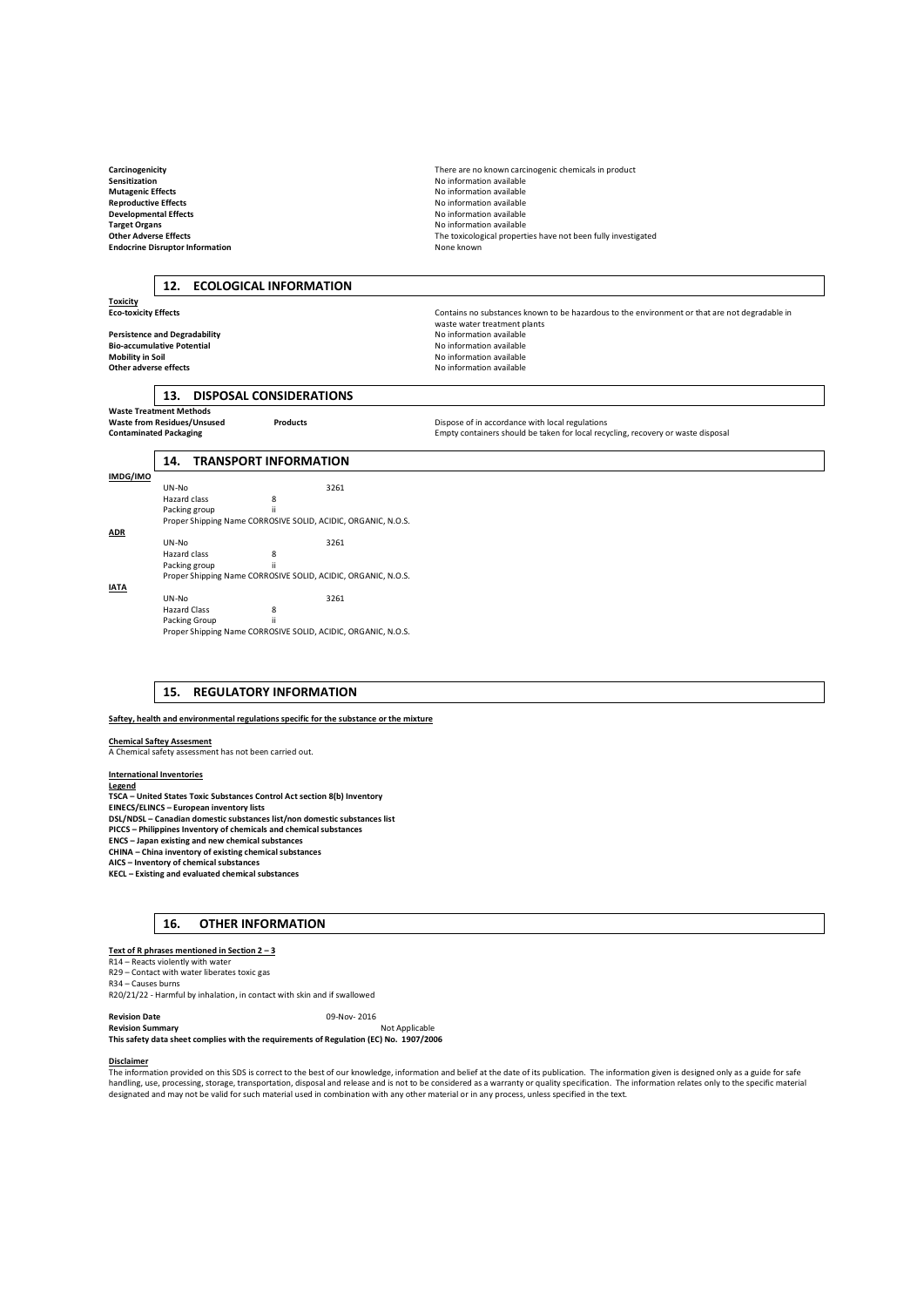| | |
|---|---|
| **Carcinogenicity** | There are no known carcinogenic chemicals in product |
| **Sensitization** | No information available |
| **Mutagenic Effects** | No information available |
| **Reproductive Effects** | No information available |
| **Developmental Effects** | No information available |
| **Target Organs** | No information available |
| **Other Adverse Effects** | The toxicological properties have not been fully investigated |
| **Endocrine Disruptor Information** | None known |

## 12. ECOLOGICAL INFORMATION

**Toxicity**

| | |
|---|---|
| **Eco-toxicity Effects** | Contains no substances known to be hazardous to the environment or that are not degradable in waste water treatment plants |
| **Persistence and Degradability** | No information available |
| **Bio-accumulative Potential** | No information available |
| **Mobility in Soil** | No information available |
| **Other adverse effects** | No information available |

## 13. DISPOSAL CONSIDERATIONS

**Waste Treatment Methods**

| | | |
|---|---|---|
| **Waste from Residues/Unused** | **Products** | Dispose of in accordance with local regulations |
| **Contaminated Packaging** | | Empty containers should be taken for local recycling, recovery or waste disposal |

## 14. TRANSPORT INFORMATION

**IMDG/IMO**

UN-No 3261
Hazard class 8
Packing group ii
Proper Shipping Name CORROSIVE SOLID, ACIDIC, ORGANIC, N.O.S.

**ADR**

UN-No 3261
Hazard class 8
Packing group ii
Proper Shipping Name CORROSIVE SOLID, ACIDIC, ORGANIC, N.O.S.

**IATA**

UN-No 3261
Hazard Class 8
Packing Group ii
Proper Shipping Name CORROSIVE SOLID, ACIDIC, ORGANIC, N.O.S.

## 15. REGULATORY INFORMATION

**Saftey, health and environmental regulations specific for the substance or the mixture**

**Chemical Saftey Assesment**
A Chemical safety assessment has not been carried out.

**International Inventories**
**Legend**
**TSCA – United States Toxic Substances Control Act section 8(b) Inventory**
**EINECS/ELINCS – European inventory lists**
**DSL/NDSL – Canadian domestic substances list/non domestic substances list**
**PICCS – Philippines Inventory of chemicals and chemical substances**
**ENCS – Japan existing and new chemical substances**
**CHINA – China inventory of existing chemical substances**
**AICS – Inventory of chemical substances**
**KECL – Existing and evaluated chemical substances**

## 16. OTHER INFORMATION

**Text of R phrases mentioned in Section 2 – 3**
R14 – Reacts violently with water
R29 – Contact with water liberates toxic gas
R34 – Causes burns
R20/21/22 - Harmful by inhalation, in contact with skin and if swallowed

**Revision Date** 09-Nov- 2016
**Revision Summary** Not Applicable
**This safety data sheet complies with the requirements of Regulation (EC) No. 1907/2006**

**Disclaimer**
The information provided on this SDS is correct to the best of our knowledge, information and belief at the date of its publication. The information given is designed only as a guide for safe handling, use, processing, storage, transportation, disposal and release and is not to be considered as a warranty or quality specification. The information relates only to the specific material designated and may not be valid for such material used in combination with any other material or in any process, unless specified in the text.